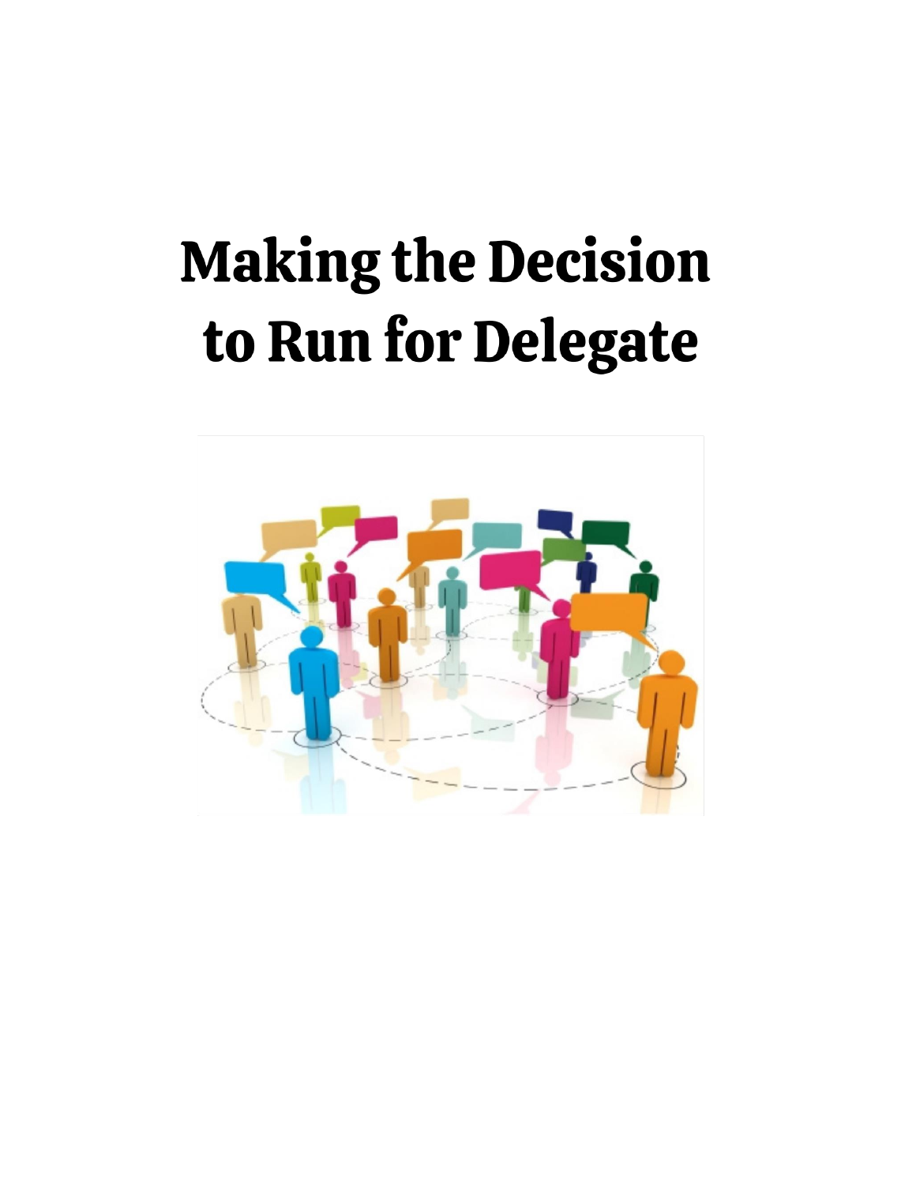# Making the Decision to Run for Delegate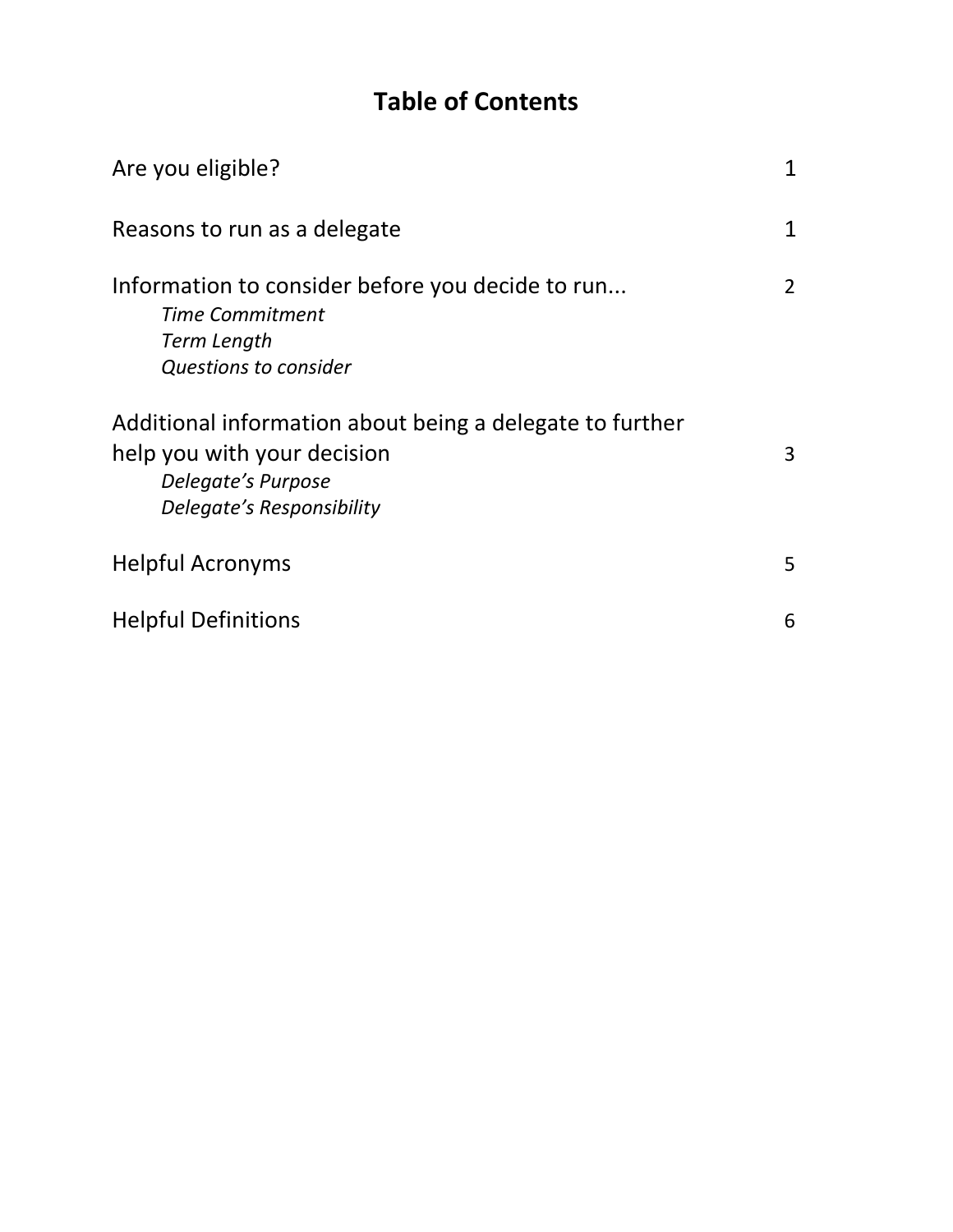# Table of Contents

| | |
|---|---|
| Are you eligible? | 1 |
| Reasons to run as a delegate | 1 |
| Information to consider before you decide to run... <br> *Time Commitment* <br> *Term Length* <br> *Questions to consider* | 2 |
| Additional information about being a delegate to further help you with your decision <br> *Delegate's Purpose* <br> *Delegate's Responsibility* | 3 |
| Helpful Acronyms | 5 |
| Helpful Definitions | 6 |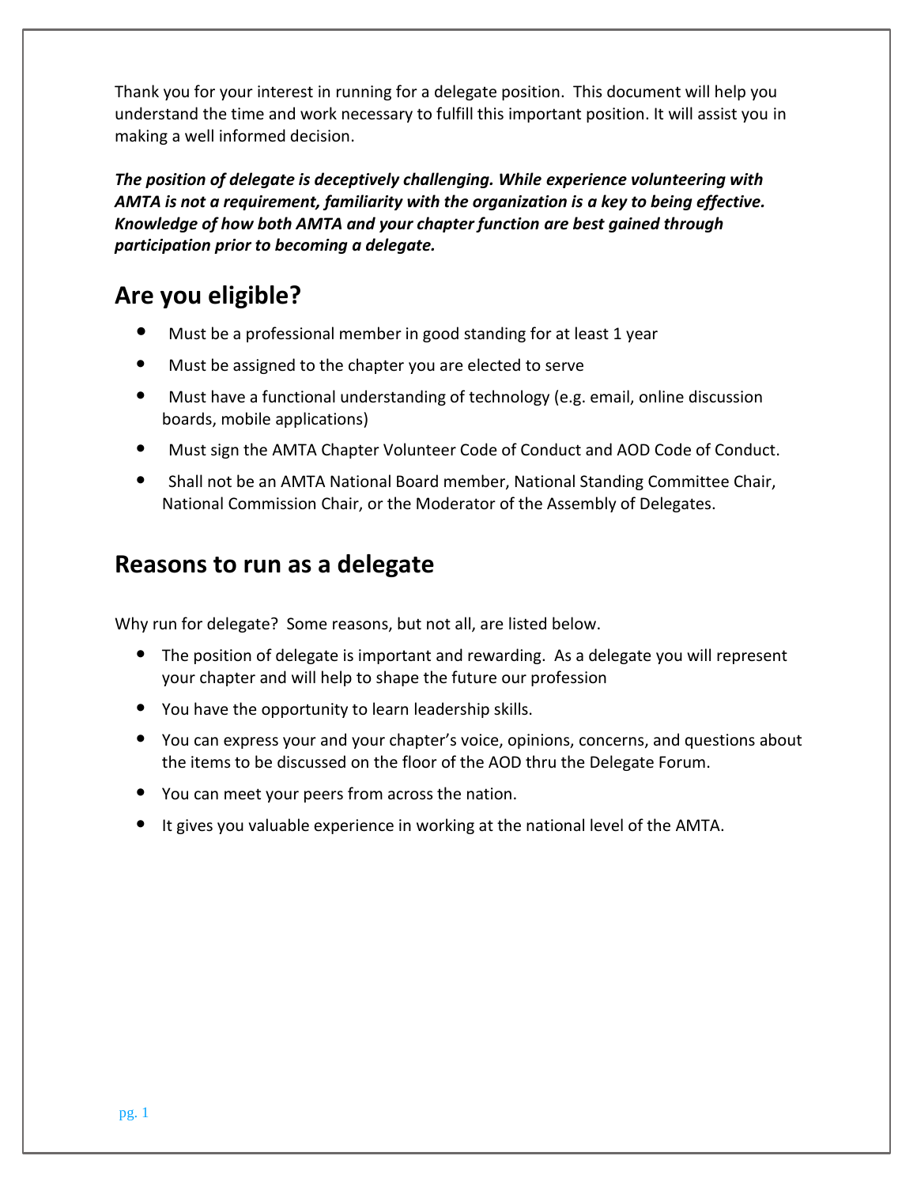Thank you for your interest in running for a delegate position. This document will help you understand the time and work necessary to fulfill this important position. It will assist you in making a well informed decision.

***The position of delegate is deceptively challenging. While experience volunteering with AMTA is not a requirement, familiarity with the organization is a key to being effective. Knowledge of how both AMTA and your chapter function are best gained through participation prior to becoming a delegate.***

## Are you eligible?

- Must be a professional member in good standing for at least 1 year
- Must be assigned to the chapter you are elected to serve
- Must have a functional understanding of technology (e.g. email, online discussion boards, mobile applications)
- Must sign the AMTA Chapter Volunteer Code of Conduct and AOD Code of Conduct.
- Shall not be an AMTA National Board member, National Standing Committee Chair, National Commission Chair, or the Moderator of the Assembly of Delegates.

## Reasons to run as a delegate

Why run for delegate? Some reasons, but not all, are listed below.

- The position of delegate is important and rewarding. As a delegate you will represent your chapter and will help to shape the future our profession
- You have the opportunity to learn leadership skills.
- You can express your and your chapter's voice, opinions, concerns, and questions about the items to be discussed on the floor of the AOD thru the Delegate Forum.
- You can meet your peers from across the nation.
- It gives you valuable experience in working at the national level of the AMTA.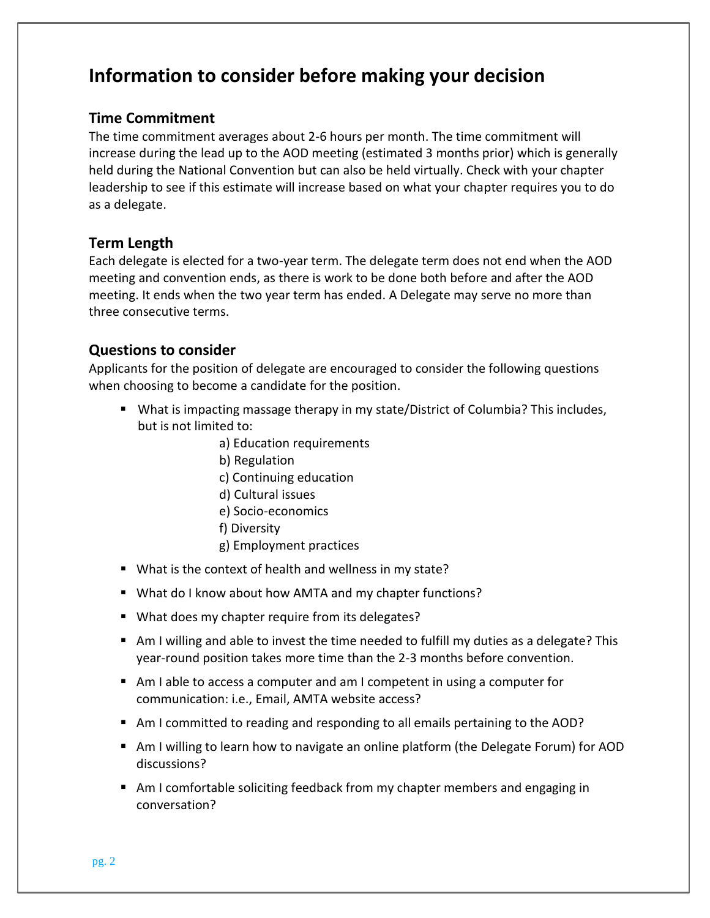# Information to consider before making your decision

## Time Commitment

The time commitment averages about 2-6 hours per month. The time commitment will increase during the lead up to the AOD meeting (estimated 3 months prior) which is generally held during the National Convention but can also be held virtually. Check with your chapter leadership to see if this estimate will increase based on what your chapter requires you to do as a delegate.

## Term Length

Each delegate is elected for a two-year term. The delegate term does not end when the AOD meeting and convention ends, as there is work to be done both before and after the AOD meeting. It ends when the two year term has ended. A Delegate may serve no more than three consecutive terms.

## Questions to consider

Applicants for the position of delegate are encouraged to consider the following questions when choosing to become a candidate for the position.

- What is impacting massage therapy in my state/District of Columbia? This includes, but is not limited to:
  - a) Education requirements
  - b) Regulation
  - c) Continuing education
  - d) Cultural issues
  - e) Socio-economics
  - f) Diversity
  - g) Employment practices
- What is the context of health and wellness in my state?
- What do I know about how AMTA and my chapter functions?
- What does my chapter require from its delegates?
- Am I willing and able to invest the time needed to fulfill my duties as a delegate? This year-round position takes more time than the 2-3 months before convention.
- Am I able to access a computer and am I competent in using a computer for communication: i.e., Email, AMTA website access?
- Am I committed to reading and responding to all emails pertaining to the AOD?
- Am I willing to learn how to navigate an online platform (the Delegate Forum) for AOD discussions?
- Am I comfortable soliciting feedback from my chapter members and engaging in conversation?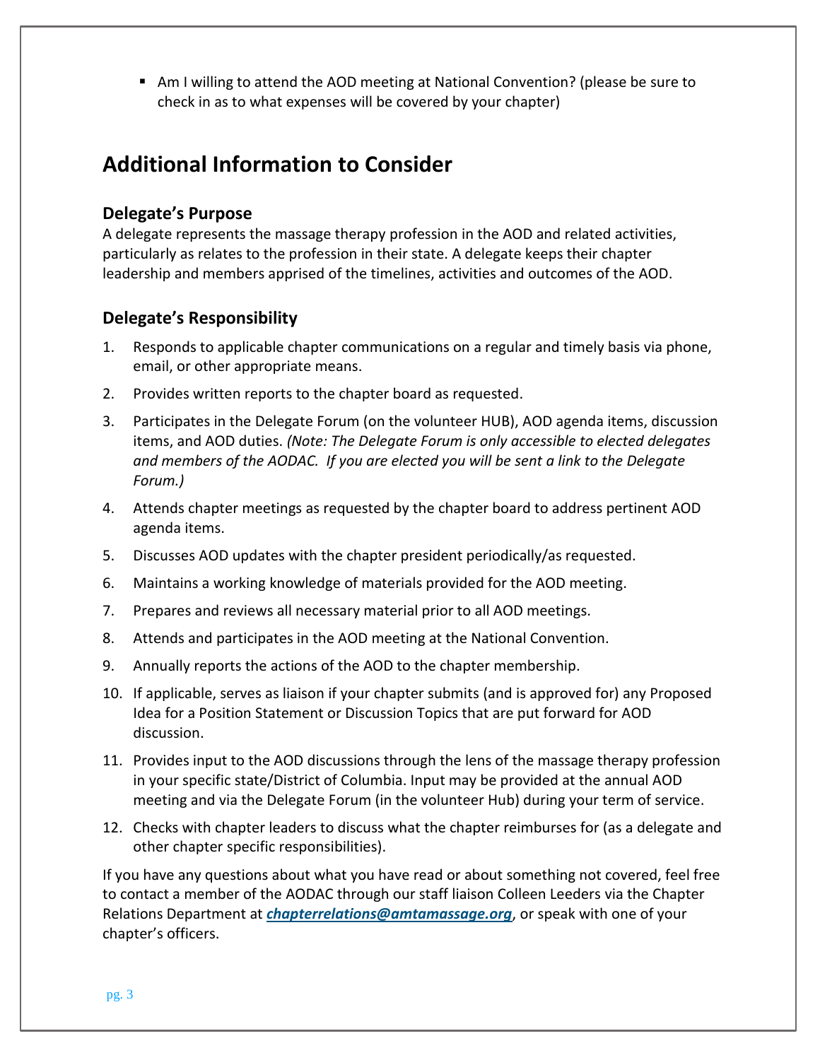- Am I willing to attend the AOD meeting at National Convention? (please be sure to check in as to what expenses will be covered by your chapter)

## Additional Information to Consider

### Delegate's Purpose

A delegate represents the massage therapy profession in the AOD and related activities, particularly as relates to the profession in their state. A delegate keeps their chapter leadership and members apprised of the timelines, activities and outcomes of the AOD.

### Delegate's Responsibility

1. Responds to applicable chapter communications on a regular and timely basis via phone, email, or other appropriate means.
2. Provides written reports to the chapter board as requested.
3. Participates in the Delegate Forum (on the volunteer HUB), AOD agenda items, discussion items, and AOD duties. *(Note: The Delegate Forum is only accessible to elected delegates and members of the AODAC. If you are elected you will be sent a link to the Delegate Forum.)*
4. Attends chapter meetings as requested by the chapter board to address pertinent AOD agenda items.
5. Discusses AOD updates with the chapter president periodically/as requested.
6. Maintains a working knowledge of materials provided for the AOD meeting.
7. Prepares and reviews all necessary material prior to all AOD meetings.
8. Attends and participates in the AOD meeting at the National Convention.
9. Annually reports the actions of the AOD to the chapter membership.
10. If applicable, serves as liaison if your chapter submits (and is approved for) any Proposed Idea for a Position Statement or Discussion Topics that are put forward for AOD discussion.
11. Provides input to the AOD discussions through the lens of the massage therapy profession in your specific state/District of Columbia. Input may be provided at the annual AOD meeting and via the Delegate Forum (in the volunteer Hub) during your term of service.
12. Checks with chapter leaders to discuss what the chapter reimburses for (as a delegate and other chapter specific responsibilities).

If you have any questions about what you have read or about something not covered, feel free to contact a member of the AODAC through our staff liaison Colleen Leeders via the Chapter Relations Department at ***chapterrelations@amtamassage.org***, or speak with one of your chapter's officers.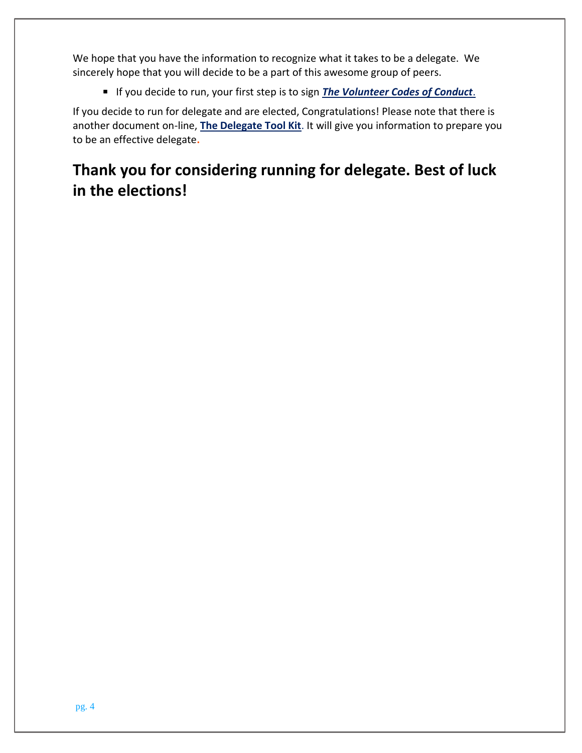We hope that you have the information to recognize what it takes to be a delegate. We sincerely hope that you will decide to be a part of this awesome group of peers.

- If you decide to run, your first step is to sign ***The Volunteer Codes of Conduct***.

If you decide to run for delegate and are elected, Congratulations! Please note that there is another document on-line, **The Delegate Tool Kit**. It will give you information to prepare you to be an effective delegate.

## Thank you for considering running for delegate. Best of luck in the elections!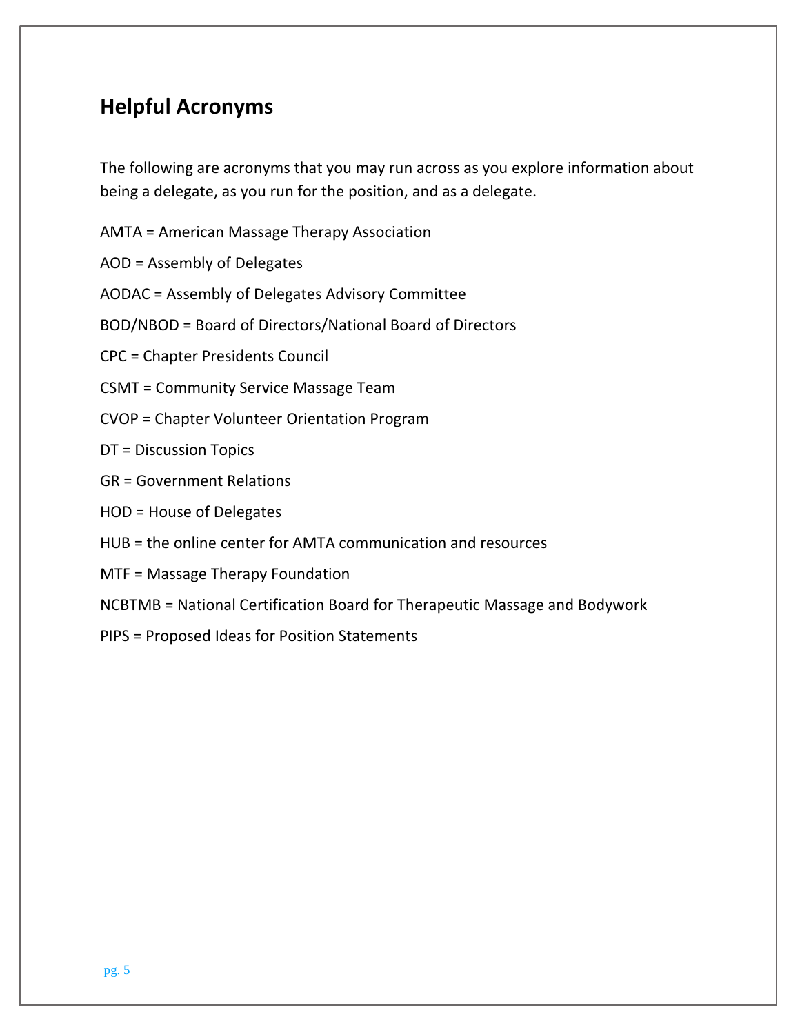## Helpful Acronyms

The following are acronyms that you may run across as you explore information about being a delegate, as you run for the position, and as a delegate.

AMTA = American Massage Therapy Association

AOD = Assembly of Delegates

AODAC = Assembly of Delegates Advisory Committee

BOD/NBOD = Board of Directors/National Board of Directors

CPC = Chapter Presidents Council

CSMT = Community Service Massage Team

CVOP = Chapter Volunteer Orientation Program

DT = Discussion Topics

GR = Government Relations

HOD = House of Delegates

HUB = the online center for AMTA communication and resources

MTF = Massage Therapy Foundation

NCBTMB = National Certification Board for Therapeutic Massage and Bodywork

PIPS = Proposed Ideas for Position Statements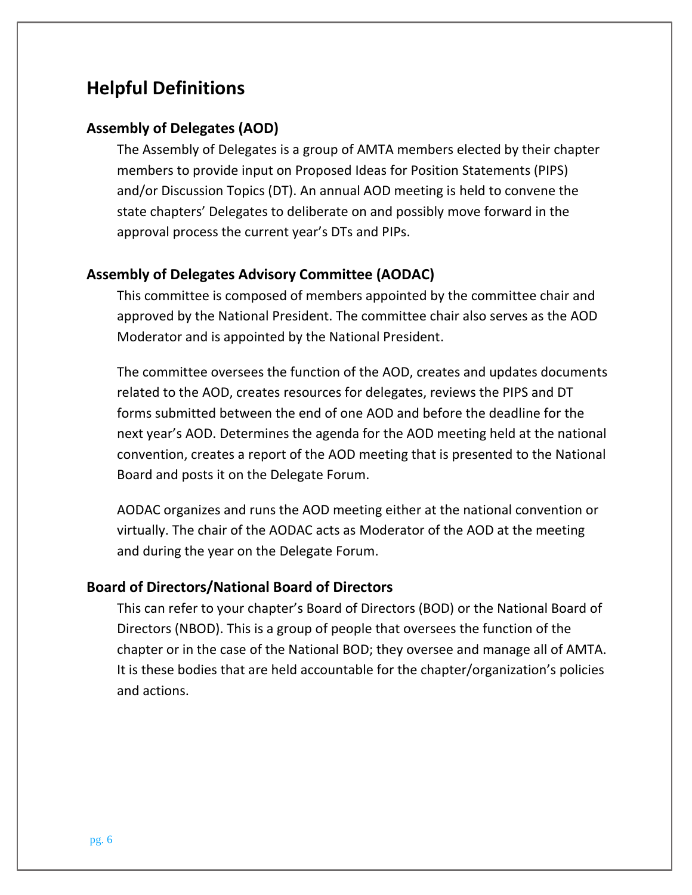## Helpful Definitions

### Assembly of Delegates (AOD)

The Assembly of Delegates is a group of AMTA members elected by their chapter members to provide input on Proposed Ideas for Position Statements (PIPS) and/or Discussion Topics (DT). An annual AOD meeting is held to convene the state chapters' Delegates to deliberate on and possibly move forward in the approval process the current year's DTs and PIPs.

### Assembly of Delegates Advisory Committee (AODAC)

This committee is composed of members appointed by the committee chair and approved by the National President. The committee chair also serves as the AOD Moderator and is appointed by the National President.

The committee oversees the function of the AOD, creates and updates documents related to the AOD, creates resources for delegates, reviews the PIPS and DT forms submitted between the end of one AOD and before the deadline for the next year's AOD. Determines the agenda for the AOD meeting held at the national convention, creates a report of the AOD meeting that is presented to the National Board and posts it on the Delegate Forum.

AODAC organizes and runs the AOD meeting either at the national convention or virtually. The chair of the AODAC acts as Moderator of the AOD at the meeting and during the year on the Delegate Forum.

### Board of Directors/National Board of Directors

This can refer to your chapter's Board of Directors (BOD) or the National Board of Directors (NBOD). This is a group of people that oversees the function of the chapter or in the case of the National BOD; they oversee and manage all of AMTA. It is these bodies that are held accountable for the chapter/organization's policies and actions.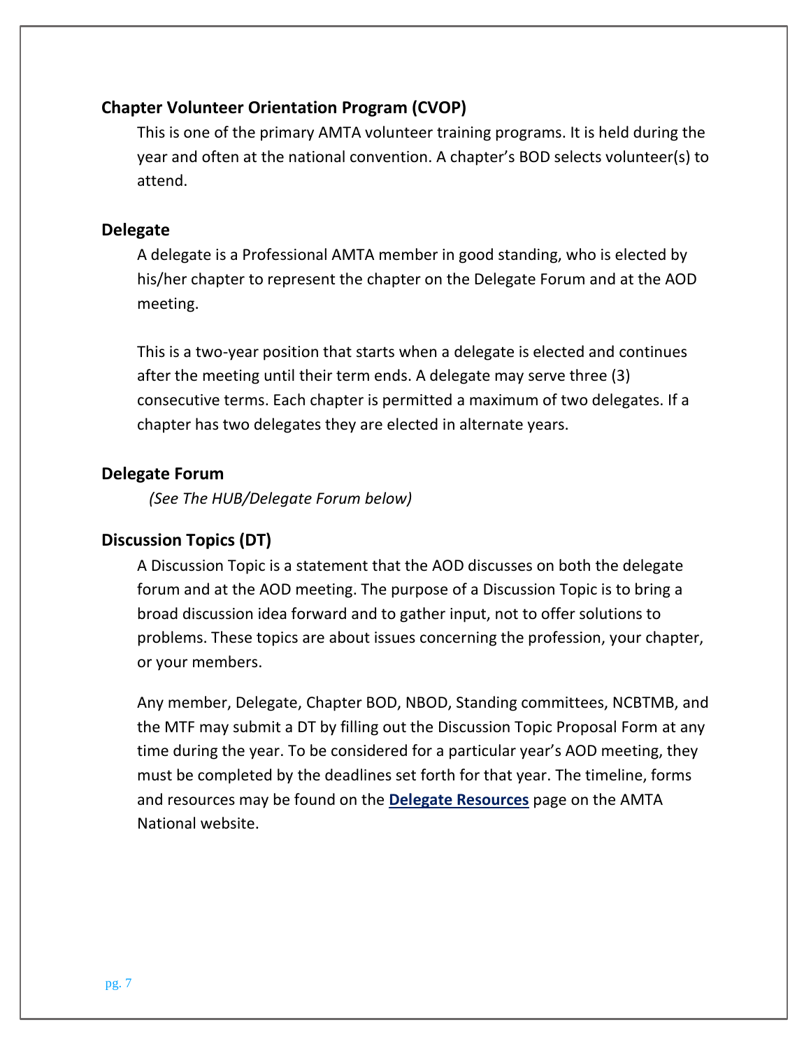### Chapter Volunteer Orientation Program (CVOP)

This is one of the primary AMTA volunteer training programs. It is held during the year and often at the national convention. A chapter's BOD selects volunteer(s) to attend.

### Delegate

A delegate is a Professional AMTA member in good standing, who is elected by his/her chapter to represent the chapter on the Delegate Forum and at the AOD meeting.

This is a two-year position that starts when a delegate is elected and continues after the meeting until their term ends. A delegate may serve three (3) consecutive terms. Each chapter is permitted a maximum of two delegates. If a chapter has two delegates they are elected in alternate years.

### Delegate Forum

*(See The HUB/Delegate Forum below)*

### Discussion Topics (DT)

A Discussion Topic is a statement that the AOD discusses on both the delegate forum and at the AOD meeting. The purpose of a Discussion Topic is to bring a broad discussion idea forward and to gather input, not to offer solutions to problems. These topics are about issues concerning the profession, your chapter, or your members.

Any member, Delegate, Chapter BOD, NBOD, Standing committees, NCBTMB, and the MTF may submit a DT by filling out the Discussion Topic Proposal Form at any time during the year. To be considered for a particular year's AOD meeting, they must be completed by the deadlines set forth for that year. The timeline, forms and resources may be found on the **Delegate Resources** page on the AMTA National website.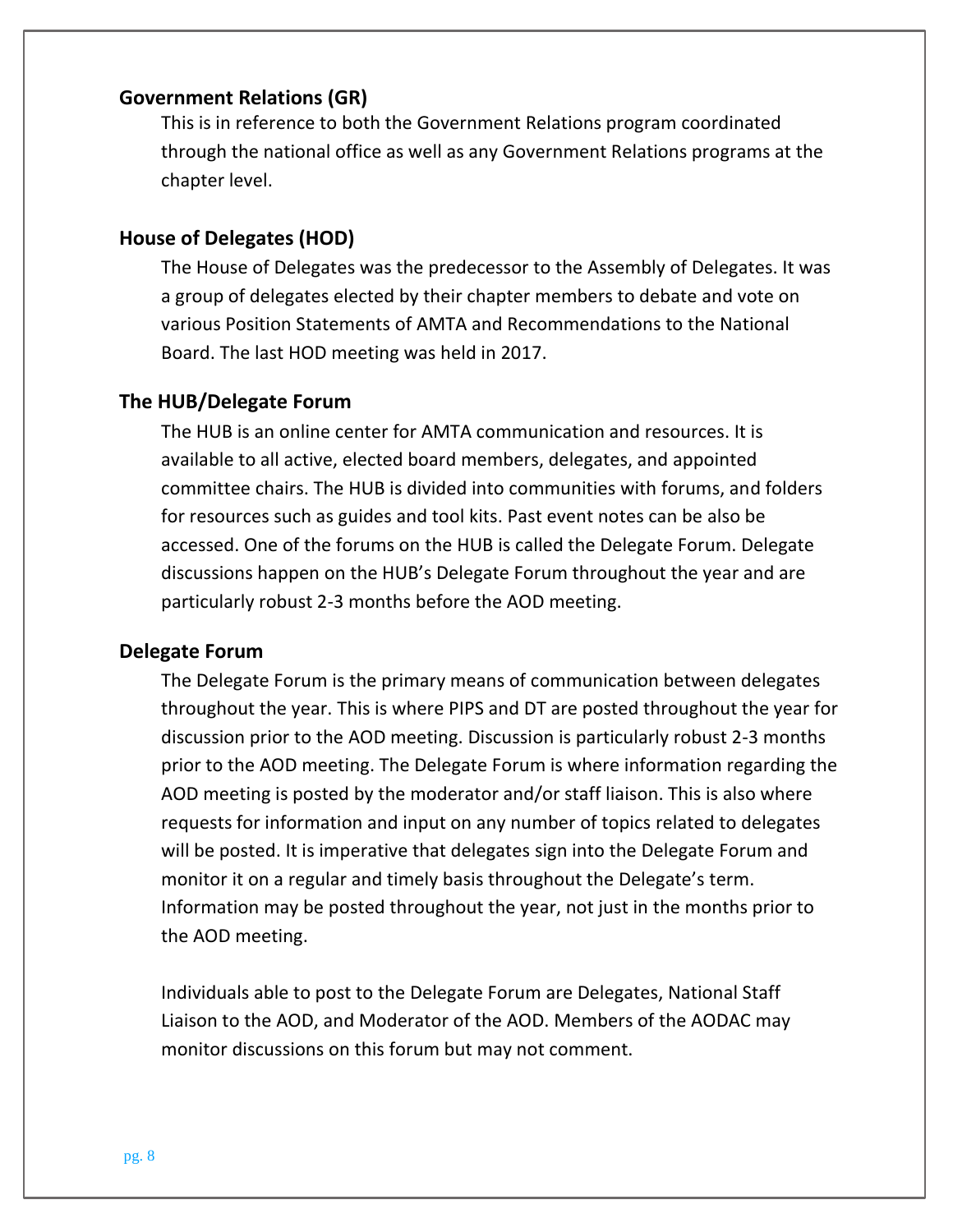**Government Relations (GR)**

This is in reference to both the Government Relations program coordinated through the national office as well as any Government Relations programs at the chapter level.

**House of Delegates (HOD)**

The House of Delegates was the predecessor to the Assembly of Delegates. It was a group of delegates elected by their chapter members to debate and vote on various Position Statements of AMTA and Recommendations to the National Board. The last HOD meeting was held in 2017.

**The HUB/Delegate Forum**

The HUB is an online center for AMTA communication and resources. It is available to all active, elected board members, delegates, and appointed committee chairs. The HUB is divided into communities with forums, and folders for resources such as guides and tool kits. Past event notes can be also be accessed. One of the forums on the HUB is called the Delegate Forum. Delegate discussions happen on the HUB's Delegate Forum throughout the year and are particularly robust 2-3 months before the AOD meeting.

**Delegate Forum**

The Delegate Forum is the primary means of communication between delegates throughout the year. This is where PIPS and DT are posted throughout the year for discussion prior to the AOD meeting. Discussion is particularly robust 2-3 months prior to the AOD meeting. The Delegate Forum is where information regarding the AOD meeting is posted by the moderator and/or staff liaison. This is also where requests for information and input on any number of topics related to delegates will be posted. It is imperative that delegates sign into the Delegate Forum and monitor it on a regular and timely basis throughout the Delegate's term. Information may be posted throughout the year, not just in the months prior to the AOD meeting.

Individuals able to post to the Delegate Forum are Delegates, National Staff Liaison to the AOD, and Moderator of the AOD. Members of the AODAC may monitor discussions on this forum but may not comment.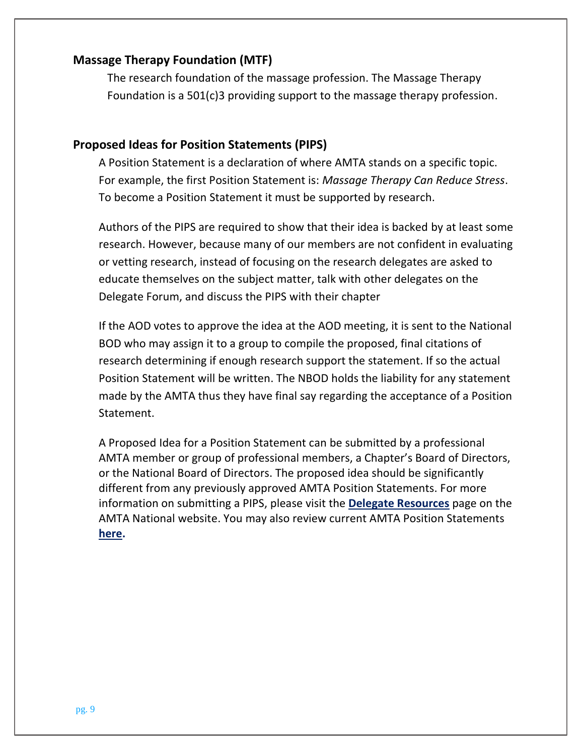**Massage Therapy Foundation (MTF)**

The research foundation of the massage profession. The Massage Therapy Foundation is a 501(c)3 providing support to the massage therapy profession.

**Proposed Ideas for Position Statements (PIPS)**

A Position Statement is a declaration of where AMTA stands on a specific topic. For example, the first Position Statement is: *Massage Therapy Can Reduce Stress*. To become a Position Statement it must be supported by research.

Authors of the PIPS are required to show that their idea is backed by at least some research. However, because many of our members are not confident in evaluating or vetting research, instead of focusing on the research delegates are asked to educate themselves on the subject matter, talk with other delegates on the Delegate Forum, and discuss the PIPS with their chapter

If the AOD votes to approve the idea at the AOD meeting, it is sent to the National BOD who may assign it to a group to compile the proposed, final citations of research determining if enough research support the statement. If so the actual Position Statement will be written. The NBOD holds the liability for any statement made by the AMTA thus they have final say regarding the acceptance of a Position Statement.

A Proposed Idea for a Position Statement can be submitted by a professional AMTA member or group of professional members, a Chapter's Board of Directors, or the National Board of Directors. The proposed idea should be significantly different from any previously approved AMTA Position Statements. For more information on submitting a PIPS, please visit the **Delegate Resources** page on the AMTA National website. You may also review current AMTA Position Statements **here.**